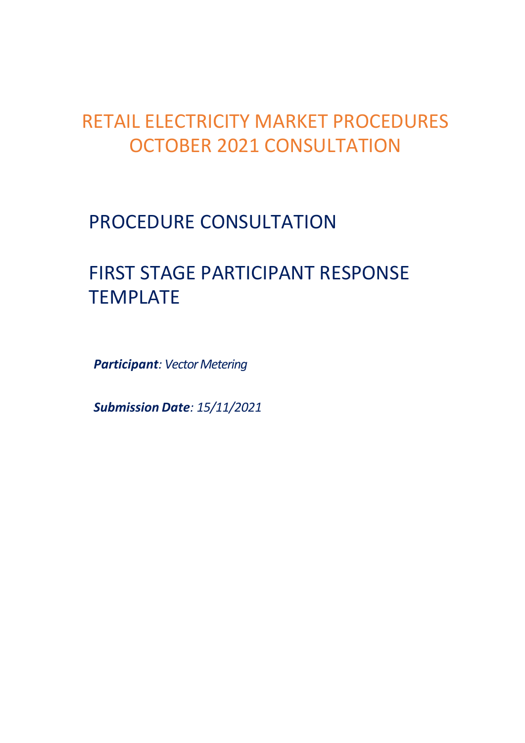# RETAIL ELECTRICITY MARKET PROCEDURES OCTOBER 2021 CONSULTATION

## PROCEDURE CONSULTATION

## FIRST STAGE PARTICIPANT RESPONSE TEMPLATE

***Participant**: Vector Metering*

***Submission Date**: 15/11/2021*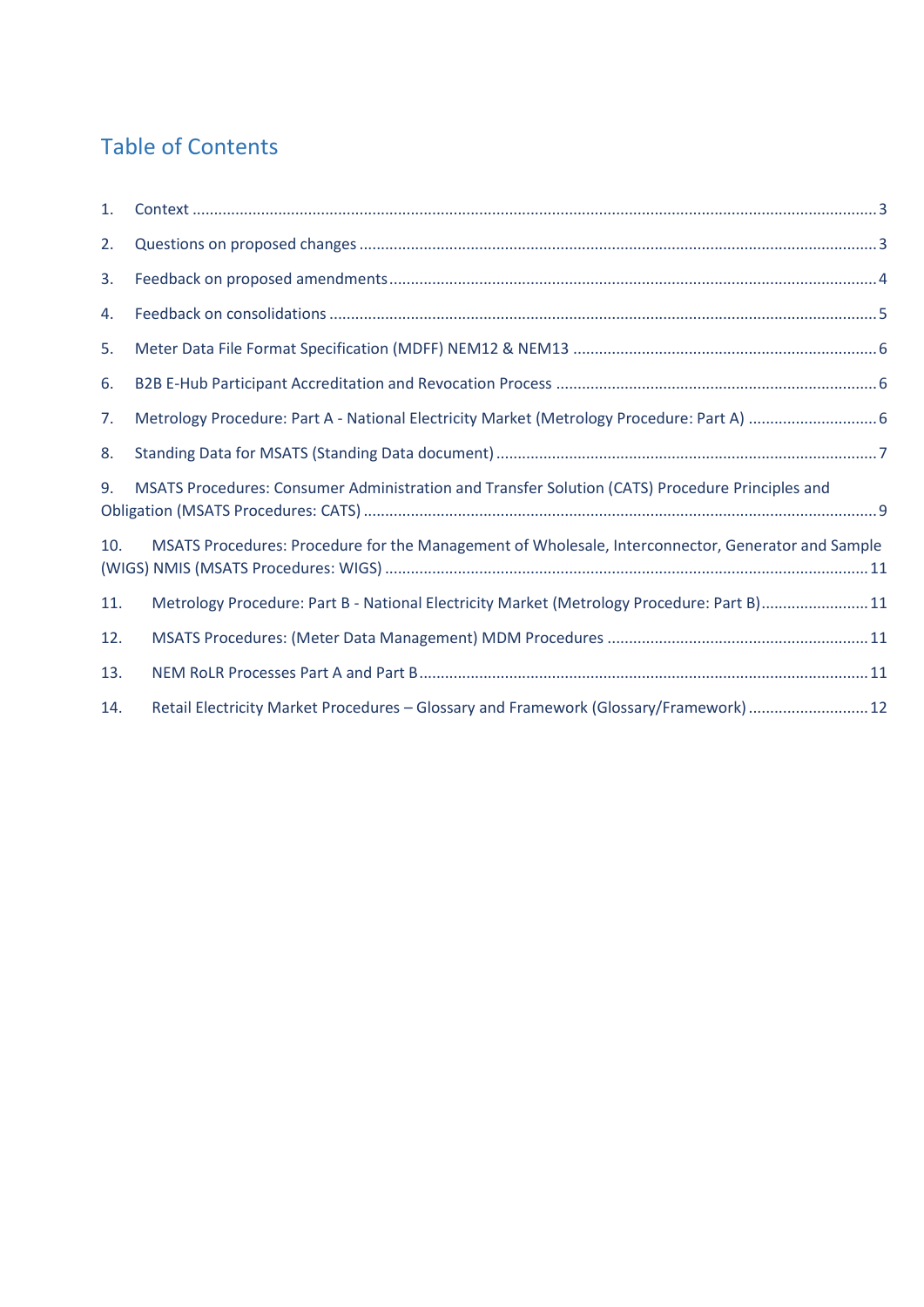## Table of Contents

1. Context ........................................................................................................................................................ 3
2. Questions on proposed changes ..................................................................................................................... 3
3. Feedback on proposed amendments ............................................................................................................... 4
4. Feedback on consolidations ............................................................................................................................ 5
5. Meter Data File Format Specification (MDFF) NEM12 & NEM13 ..................................................................... 6
6. B2B E-Hub Participant Accreditation and Revocation Process ........................................................................ 6
7. Metrology Procedure: Part A - National Electricity Market (Metrology Procedure: Part A) ............................. 6
8. Standing Data for MSATS (Standing Data document) ....................................................................................... 7
9. MSATS Procedures: Consumer Administration and Transfer Solution (CATS) Procedure Principles and Obligation (MSATS Procedures: CATS) .................................................................................................................... 9
10. MSATS Procedures: Procedure for the Management of Wholesale, Interconnector, Generator and Sample (WIGS) NMIS (MSATS Procedures: WIGS) .............................................................................................................. 11
11. Metrology Procedure: Part B - National Electricity Market (Metrology Procedure: Part B) ......................... 11
12. MSATS Procedures: (Meter Data Management) MDM Procedures ............................................................ 11
13. NEM RoLR Processes Part A and Part B ....................................................................................................... 11
14. Retail Electricity Market Procedures – Glossary and Framework (Glossary/Framework) ............................ 12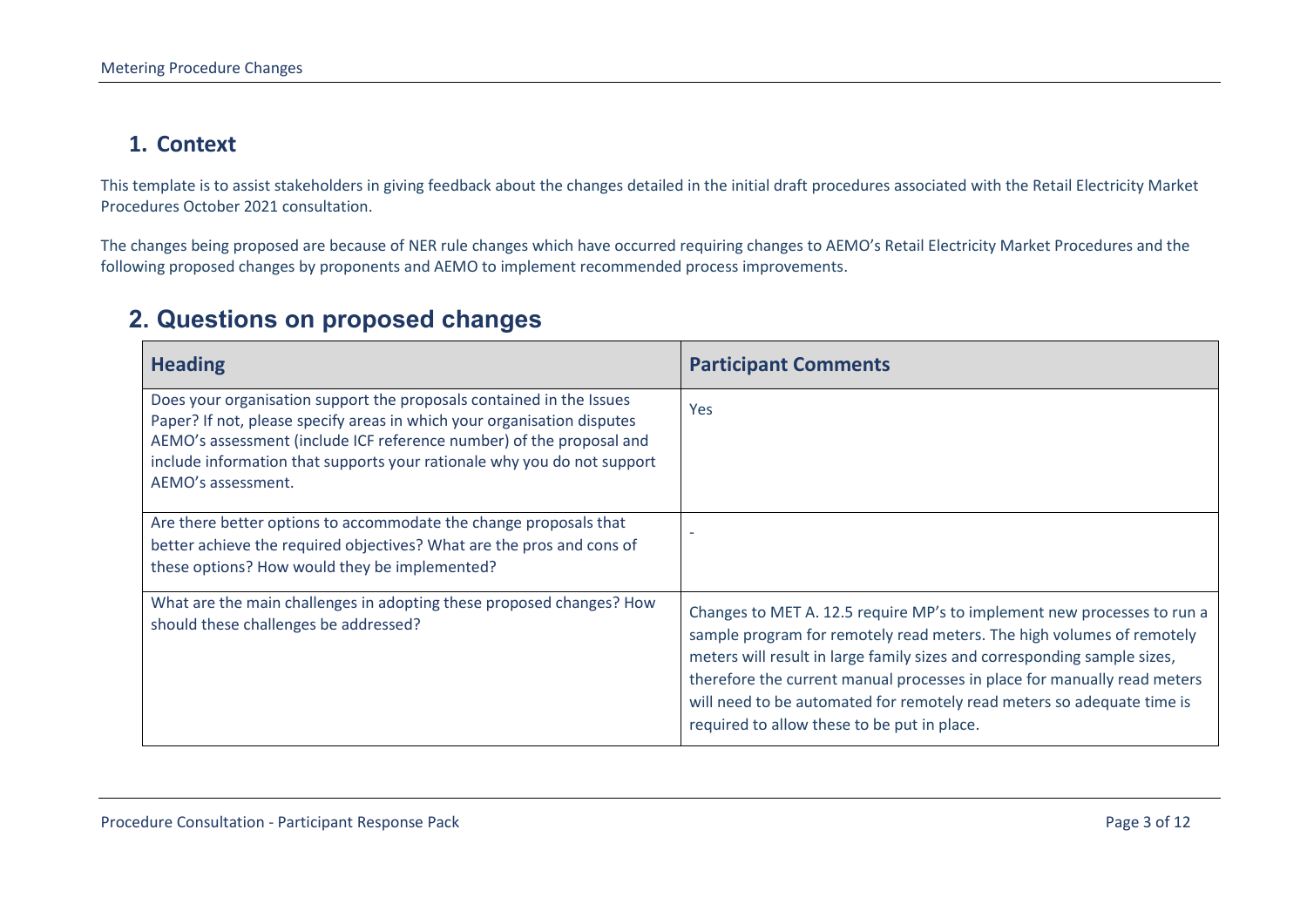## 1. Context

This template is to assist stakeholders in giving feedback about the changes detailed in the initial draft procedures associated with the Retail Electricity Market Procedures October 2021 consultation.

The changes being proposed are because of NER rule changes which have occurred requiring changes to AEMO's Retail Electricity Market Procedures and the following proposed changes by proponents and AEMO to implement recommended process improvements.

## 2. Questions on proposed changes

| Heading | Participant Comments |
| --- | --- |
| Does your organisation support the proposals contained in the Issues Paper? If not, please specify areas in which your organisation disputes AEMO's assessment (include ICF reference number) of the proposal and include information that supports your rationale why you do not support AEMO's assessment. | Yes |
| Are there better options to accommodate the change proposals that better achieve the required objectives? What are the pros and cons of these options? How would they be implemented? | - |
| What are the main challenges in adopting these proposed changes? How should these challenges be addressed? | Changes to MET A. 12.5 require MP's to implement new processes to run a sample program for remotely read meters. The high volumes of remotely meters will result in large family sizes and corresponding sample sizes, therefore the current manual processes in place for manually read meters will need to be automated for remotely read meters so adequate time is required to allow these to be put in place. |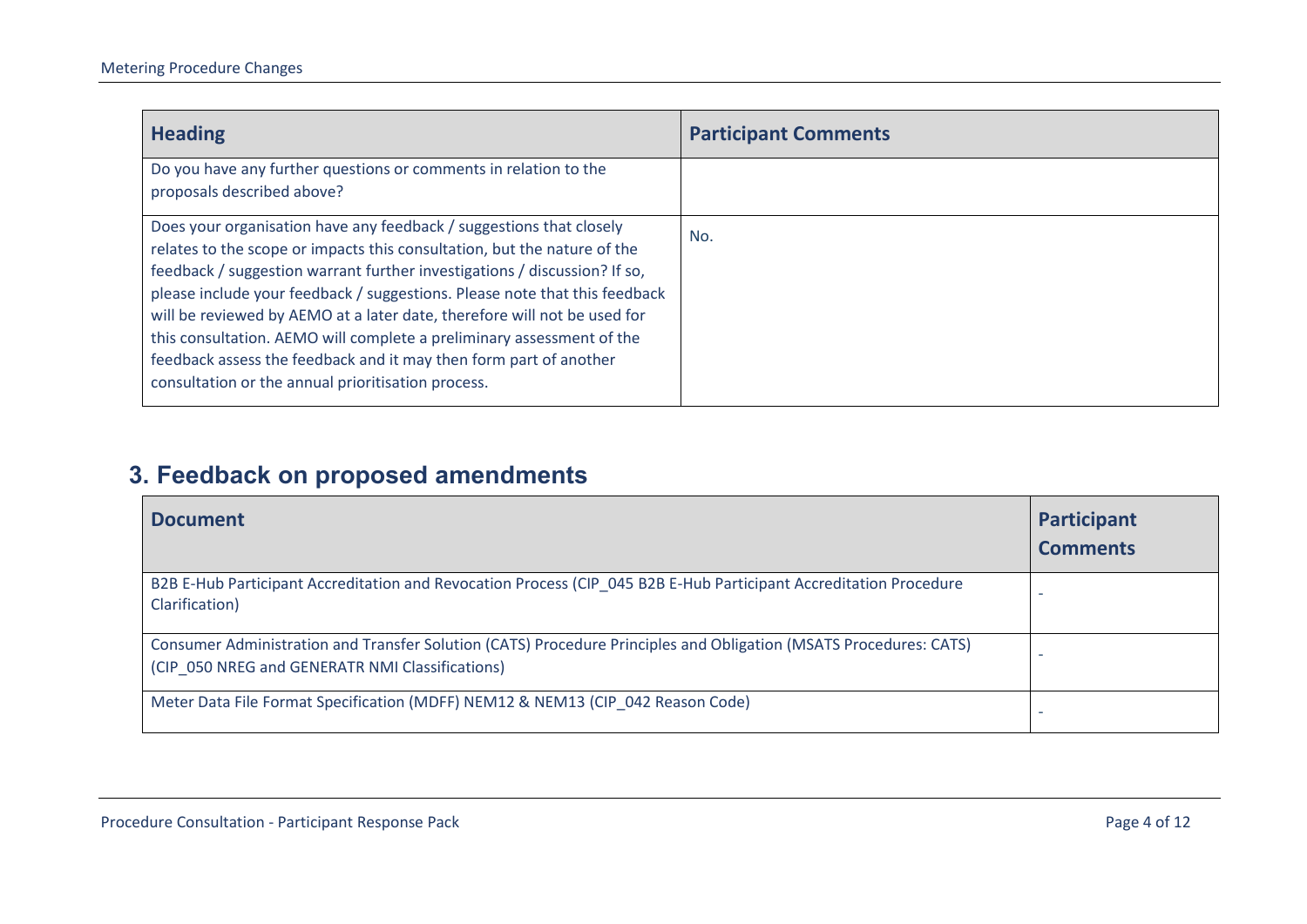| Heading | Participant Comments |
| --- | --- |
| Do you have any further questions or comments in relation to the proposals described above? | |
| Does your organisation have any feedback / suggestions that closely relates to the scope or impacts this consultation, but the nature of the feedback / suggestion warrant further investigations / discussion? If so, please include your feedback / suggestions. Please note that this feedback will be reviewed by AEMO at a later date, therefore will not be used for this consultation. AEMO will complete a preliminary assessment of the feedback assess the feedback and it may then form part of another consultation or the annual prioritisation process. | No. |

## 3. Feedback on proposed amendments

| Document | Participant Comments |
| --- | --- |
| B2B E-Hub Participant Accreditation and Revocation Process (CIP_045 B2B E-Hub Participant Accreditation Procedure Clarification) | - |
| Consumer Administration and Transfer Solution (CATS) Procedure Principles and Obligation (MSATS Procedures: CATS) (CIP_050 NREG and GENERATR NMI Classifications) | - |
| Meter Data File Format Specification (MDFF) NEM12 & NEM13 (CIP_042 Reason Code) | - |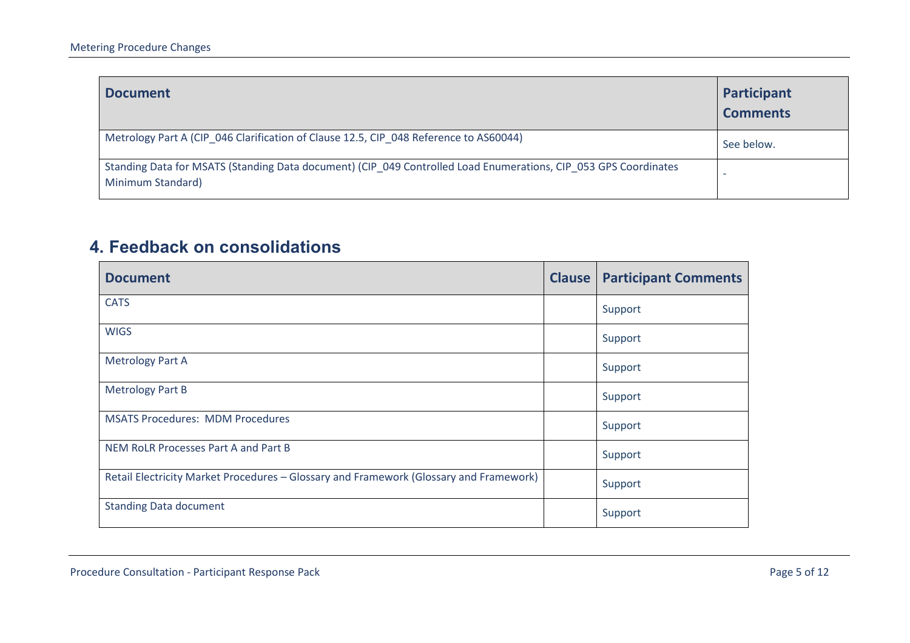| Document | Participant Comments |
| --- | --- |
| Metrology Part A (CIP_046 Clarification of Clause 12.5, CIP_048 Reference to AS60044) | See below. |
| Standing Data for MSATS (Standing Data document) (CIP_049 Controlled Load Enumerations, CIP_053 GPS Coordinates Minimum Standard) | - |

## 4. Feedback on consolidations

| Document | Clause | Participant Comments |
| --- | --- | --- |
| CATS | | Support |
| WIGS | | Support |
| Metrology Part A | | Support |
| Metrology Part B | | Support |
| MSATS Procedures: MDM Procedures | | Support |
| NEM RoLR Processes Part A and Part B | | Support |
| Retail Electricity Market Procedures – Glossary and Framework (Glossary and Framework) | | Support |
| Standing Data document | | Support |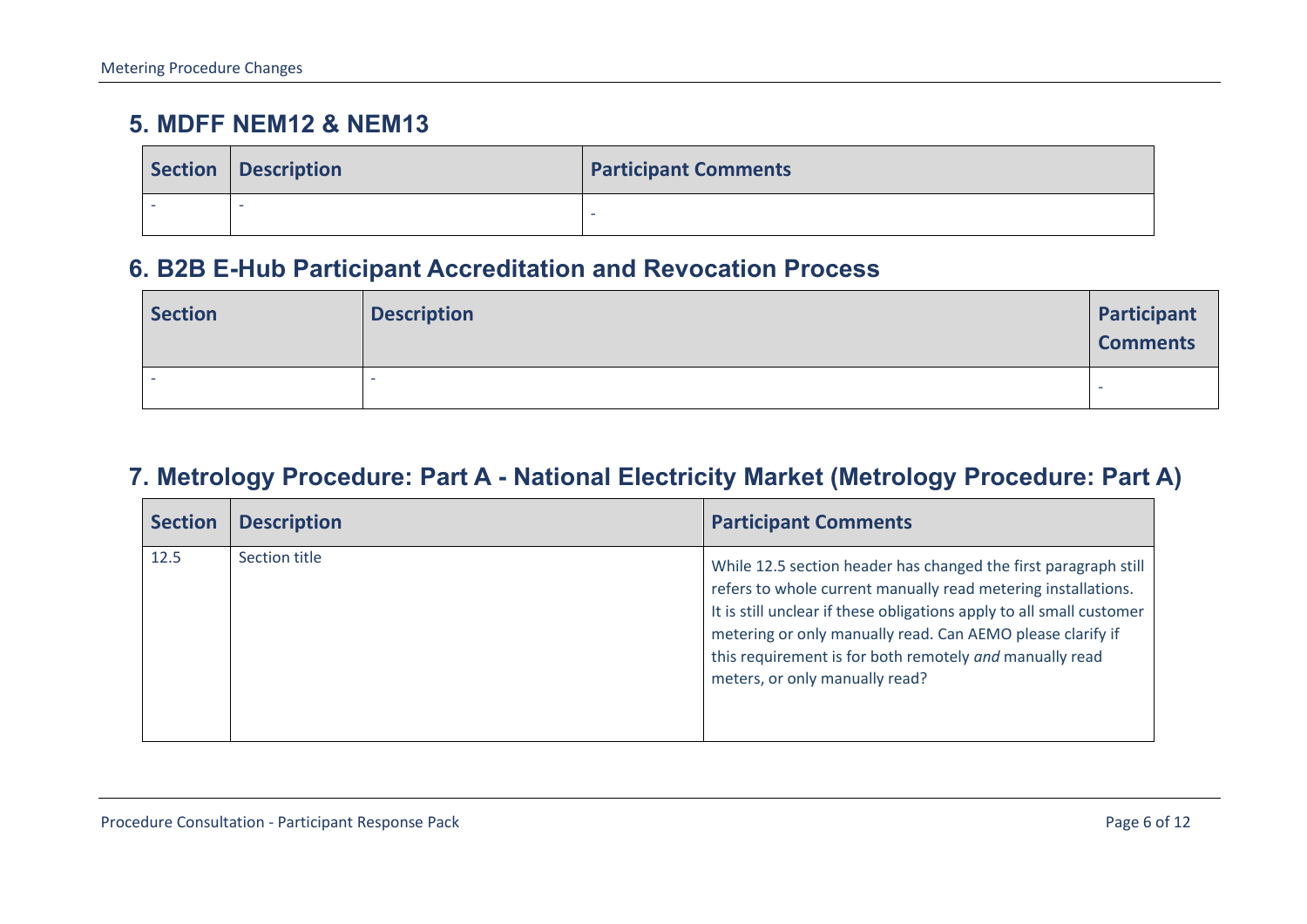## 5. MDFF NEM12 & NEM13

| Section | Description | Participant Comments |
| --- | --- | --- |
| - | - | - |

## 6. B2B E-Hub Participant Accreditation and Revocation Process

| Section | Description | Participant Comments |
| --- | --- | --- |
| - | - | - |

## 7. Metrology Procedure: Part A - National Electricity Market (Metrology Procedure: Part A)

| Section | Description | Participant Comments |
| --- | --- | --- |
| 12.5 | Section title | While 12.5 section header has changed the first paragraph still refers to whole current manually read metering installations. It is still unclear if these obligations apply to all small customer metering or only manually read. Can AEMO please clarify if this requirement is for both remotely *and* manually read meters, or only manually read? |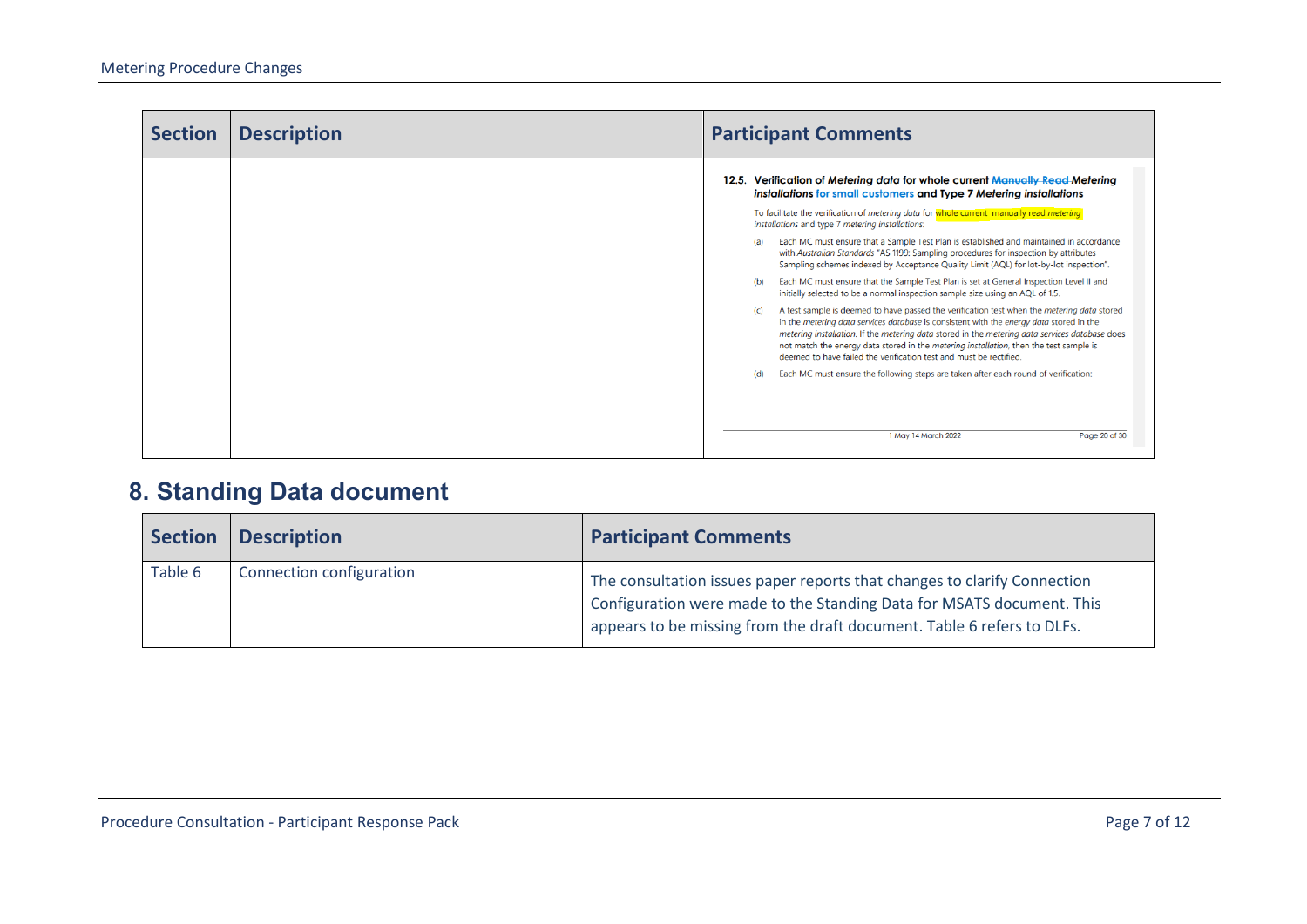| Section | Description | Participant Comments |
|---|---|---|
| | | **12.5. Verification of *Metering data* for whole current ~~Manually Read~~ *Metering installations* for small customers and Type 7 *Metering installations*** To facilitate the verification of *metering data* for whole current manually read *metering installations* and type 7 *metering installations*: (a) Each MC must ensure that a Sample Test Plan is established and maintained in accordance with *Australian Standards* "AS 1199: Sampling procedures for inspection by attributes – Sampling schemes indexed by Acceptance Quality Limit (AQL) for lot-by-lot inspection". (b) Each MC must ensure that the Sample Test Plan is set at General Inspection Level II and initially selected to be a normal inspection sample size using an AQL of 1.5. (c) A test sample is deemed to have passed the verification test when the *metering data* stored in the *metering data services database* is consistent with the *energy data* stored in the *metering installation*. If the *metering data* stored in the *metering data services database* does not match the energy data stored in the *metering installation*, then the test sample is deemed to have failed the verification test and must be rectified. (d) Each MC must ensure the following steps are taken after each round of verification: 1 May 14 March 2022 Page 20 of 30 |

## 8. Standing Data document

| Section | Description | Participant Comments |
|---|---|---|
| Table 6 | Connection configuration | The consultation issues paper reports that changes to clarify Connection Configuration were made to the Standing Data for MSATS document. This appears to be missing from the draft document. Table 6 refers to DLFs. |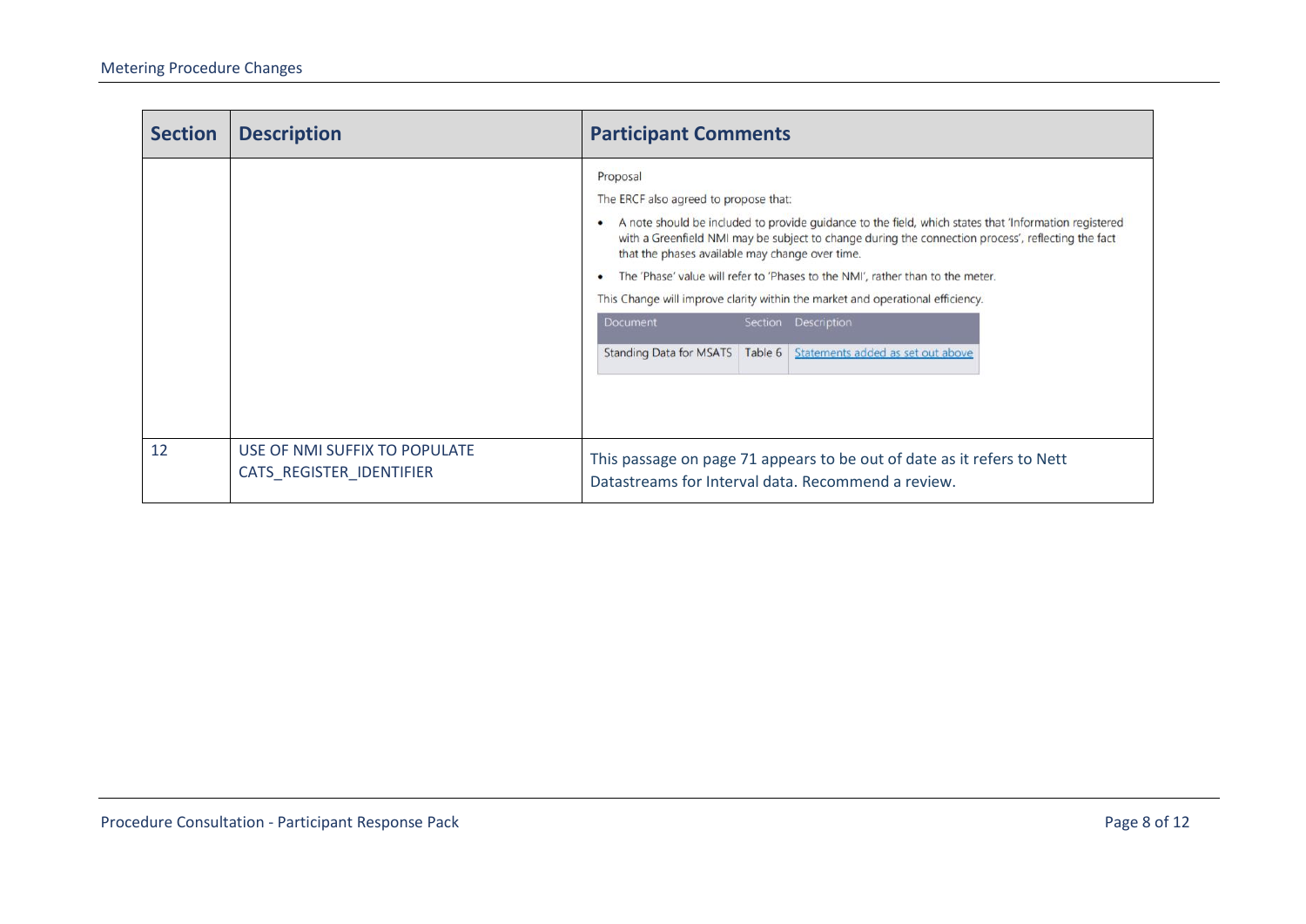| Section | Description | Participant Comments |
| --- | --- | --- |
| | | Proposal<br><br>The ERCF also agreed to propose that:<br><br>• A note should be included to provide guidance to the field, which states that 'Information registered with a Greenfield NMI may be subject to change during the connection process', reflecting the fact that the phases available may change over time.<br><br>• The 'Phase' value will refer to 'Phases to the NMI', rather than to the meter.<br><br>This Change will improve clarity within the market and operational efficiency.<br><br>Document: Standing Data for MSATS — Section: Table 6 — Description: Statements added as set out above |
| 12 | USE OF NMI SUFFIX TO POPULATE CATS_REGISTER_IDENTIFIER | This passage on page 71 appears to be out of date as it refers to Nett Datastreams for Interval data. Recommend a review. |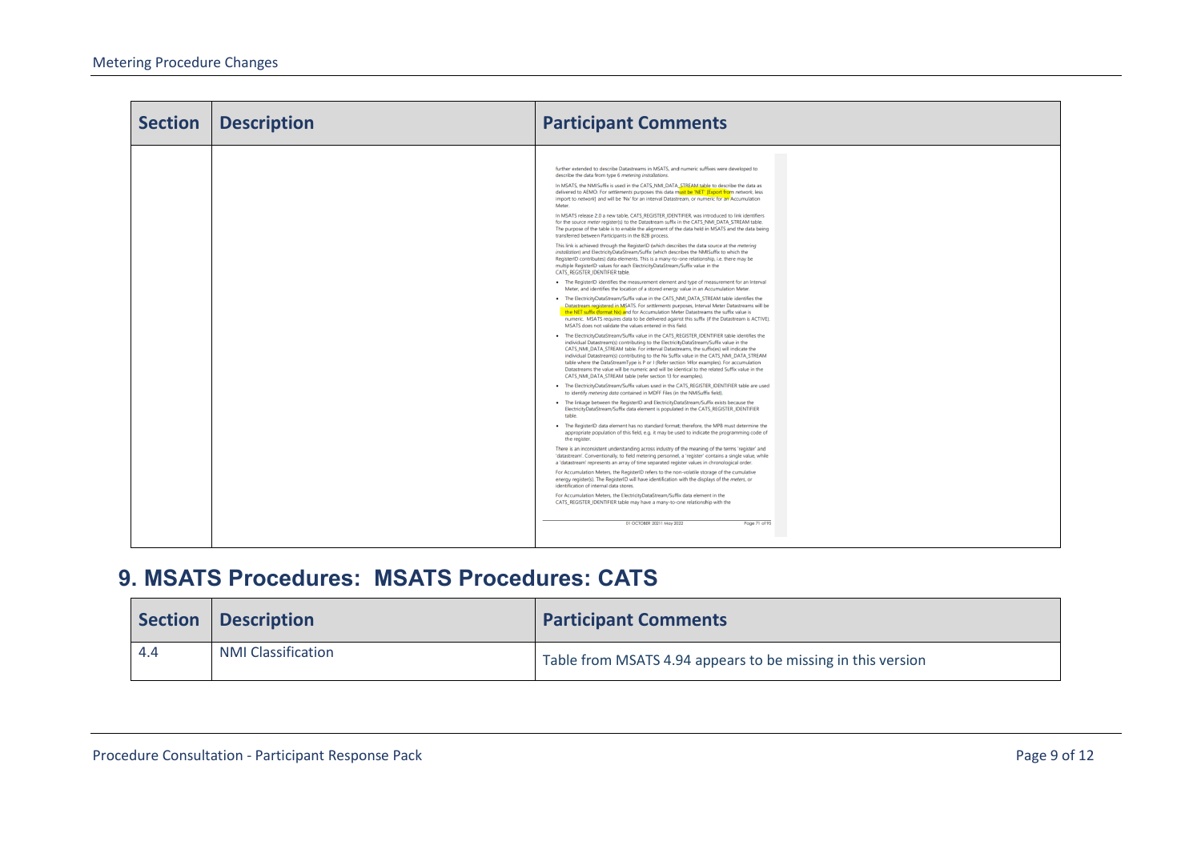| Section | Description | Participant Comments |
|---|---|---|
| | | further extended to describe Datastreams in MSATS, and numeric suffixes were developed to describe the data from type 6 *metering installations*.<br><br>In MSATS, the NMISuffix is used in the CATS_NMI_DATA_STREAM table to describe the data as delivered to AEMO. For *settlements* purposes this data must be 'NET' (Export from network, less import to network) and will be 'Nx' for an interval Datastream, or numeric for an Accumulation Meter.<br><br>In MSATS release 2.0 a new table, CATS_REGISTER_IDENTIFIER, was introduced to link identifiers for the source *meter* register(s) to the Datastream suffix in the CATS_NMI_DATA_STREAM table. The purpose of the table is to enable the alignment of the data held in MSATS and the data being transferred between Participants in the B2B process.<br><br>This link is achieved through the RegisterID (which describes the data source at the *metering installation*) and ElectricityDataStream/Suffix (which describes the NMISuffix to which the RegisterID contributes) data elements. This is a many-to-one relationship, i.e. there may be multiple RegisterID values for each ElectricityDataStream/Suffix value in the CATS_REGISTER_IDENTIFIER table.<br><br>• The RegisterID identifies the measurement element and type of measurement for an Interval Meter, and identifies the location of a stored energy value in an Accumulation Meter.<br>• The ElectricityDataStream/Suffix value in the CATS_NMI_DATA_STREAM table identifies the Datastream registered in MSATS. For *settlements* purposes, Interval Meter Datastreams will be the NET suffix (format Nx) and for Accumulation Meter Datastreams the suffix value is numeric. MSATS requires data to be delivered against this suffix (if the Datastream is ACTIVE). MSATS does not validate the values entered in this field.<br>• The ElectricityDataStream/Suffix value in the CATS_REGISTER_IDENTIFIER table identifies the individual Datastream(s) contributing to the ElectricityDataStream/Suffix value in the CATS_NMI_DATA_STREAM table. For interval Datastreams, the suffix(es) will indicate the individual Datastream(s) contributing to the Nx Suffix value in the CATS_NMI_DATA_STREAM table where the DataStreamType is P or I (Refer section 14for examples). For accumulation Datastreams the value will be numeric and will be identical to the related Suffix value in the CATS_NMI_DATA_STREAM table (refer section 13 for examples).<br>• The ElectricityDataStream/Suffix values used in the CATS_REGISTER_IDENTIFIER table are used to identify *metering data* contained in MDFF Files (in the NMISuffix field).<br>• The linkage between the RegisterID and ElectricityDataStream/Suffix exists because the ElectricityDataStream/Suffix data element is populated in the CATS_REGISTER_IDENTIFIER table.<br>• The RegisterID data element has no standard format; therefore, the MPB must determine the appropriate population of this field, e.g. it may be used to indicate the programming code of the register.<br><br>There is an inconsistent understanding across industry of the meaning of the terms 'register' and 'datastream'. Conventionally, to field metering personnel, a 'register' contains a single value, while a 'datastream' represents an array of time separated register values in chronological order.<br><br>For Accumulation Meters, the RegisterID refers to the non-volatile storage of the cumulative energy register(s). The RegisterID will have identification with the displays of the *meters*, or identification of internal data stores.<br><br>For Accumulation Meters, the ElectricityDataStream/Suffix data element in the CATS_REGISTER_IDENTIFIER table may have a many-to-one relationship with the<br><br>01 OCTOBER 2021 May 2022 Page 71 of 95 |

# 9. MSATS Procedures: MSATS Procedures: CATS

| Section | Description | Participant Comments |
|---|---|---|
| 4.4 | NMI Classification | Table from MSATS 4.94 appears to be missing in this version |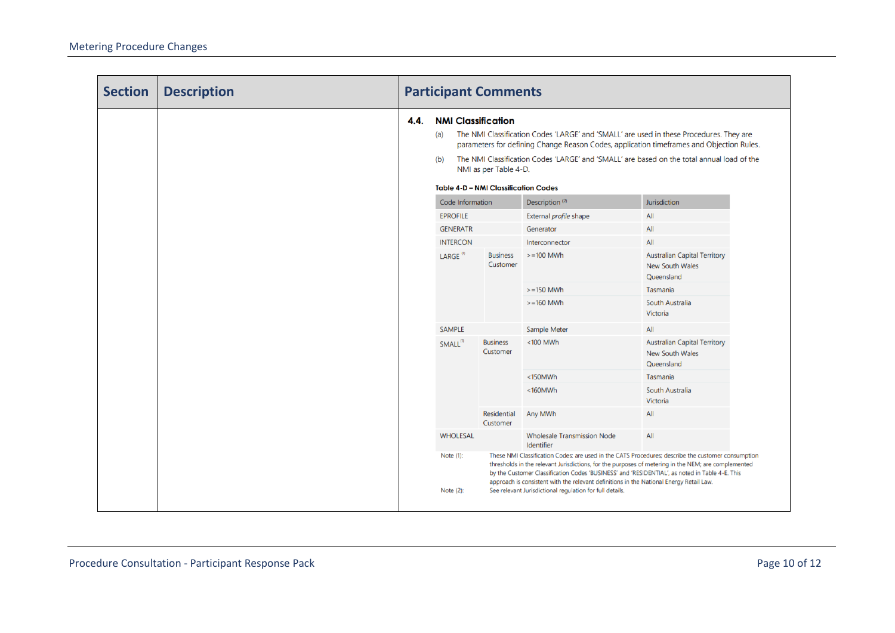| Section | Description | Participant Comments |
|---|---|---|
| | | **4.4. NMI Classification**<br>(a) The NMI Classification Codes 'LARGE' and 'SMALL' are used in these Procedures. They are parameters for defining Change Reason Codes, application timeframes and Objection Rules.<br>(b) The NMI Classification Codes 'LARGE' and 'SMALL' are based on the total annual load of the NMI as per Table 4-D. |

**Table 4-D – NMI Classification Codes**

| Code Information | | Description (2) | Jurisdiction |
|---|---|---|---|
| EPROFILE | | External *profile* shape | All |
| GENERATR | | Generator | All |
| INTERCON | | Interconnector | All |
| LARGE (1) | Business Customer | >=100 MWh | Australian Capital Territory<br>New South Wales<br>Queensland |
| | | >=150 MWh | Tasmania |
| | | >=160 MWh | South Australia<br>Victoria |
| SAMPLE | | Sample Meter | All |
| SMALL(1) | Business Customer | <100 MWh | Australian Capital Territory<br>New South Wales<br>Queensland |
| | | <150MWh | Tasmania |
| | | <160MWh | South Australia<br>Victoria |
| | Residential Customer | Any MWh | All |
| WHOLESAL | | Wholesale Transmission Node Identifier | All |

Note (1): These NMI Classification Codes: are used in the CATS Procedures; describe the customer consumption thresholds in the relevant Jurisdictions, for the purposes of metering in the NEM; are complemented by the Customer Classification Codes 'BUSINESS' and 'RESIDENTIAL', as noted in Table 4-E. This approach is consistent with the relevant definitions in the National Energy Retail Law.

Note (2): See relevant Jurisdictional regulation for full details.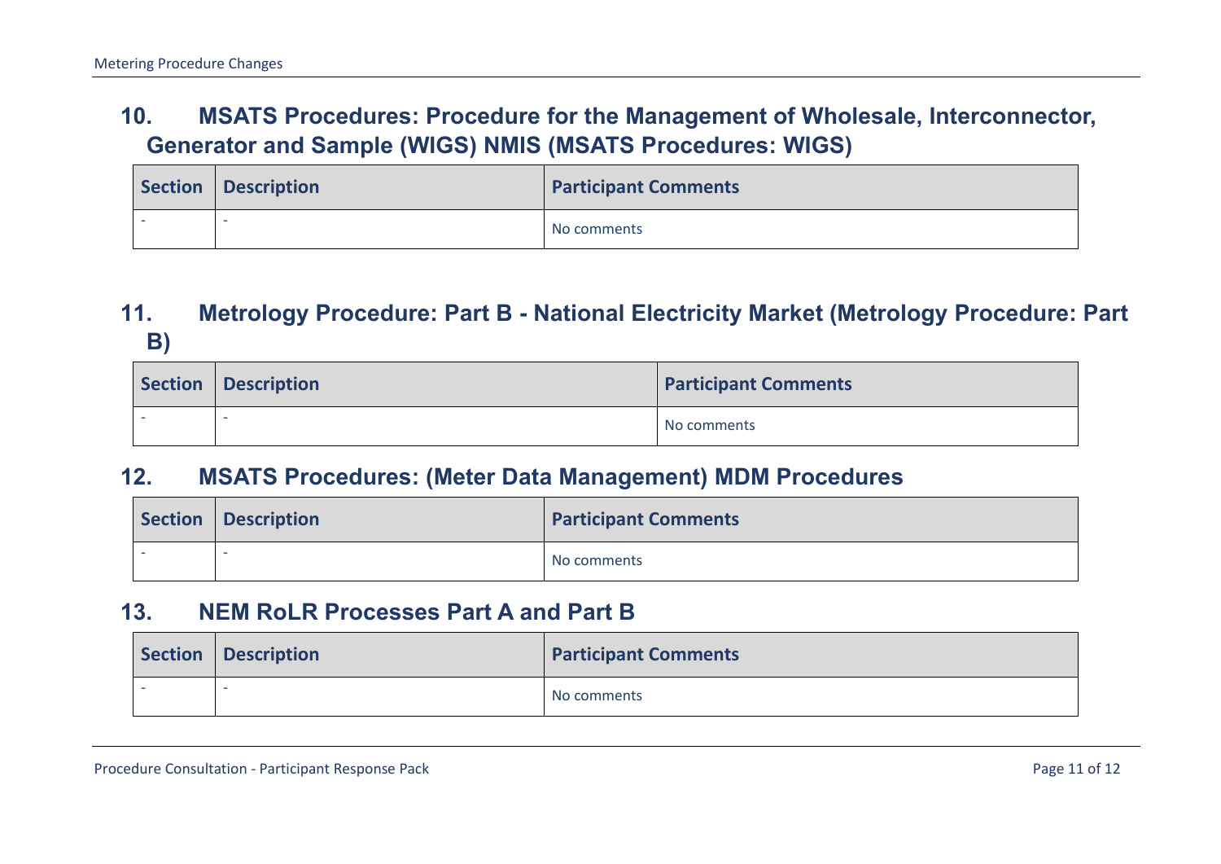## 10. MSATS Procedures: Procedure for the Management of Wholesale, Interconnector, Generator and Sample (WIGS) NMIS (MSATS Procedures: WIGS)

| Section | Description | Participant Comments |
|---|---|---|
| - | - | No comments |

## 11. Metrology Procedure: Part B - National Electricity Market (Metrology Procedure: Part B)

| Section | Description | Participant Comments |
|---|---|---|
| - | - | No comments |

## 12. MSATS Procedures: (Meter Data Management) MDM Procedures

| Section | Description | Participant Comments |
|---|---|---|
| - | - | No comments |

## 13. NEM RoLR Processes Part A and Part B

| Section | Description | Participant Comments |
|---|---|---|
| - | - | No comments |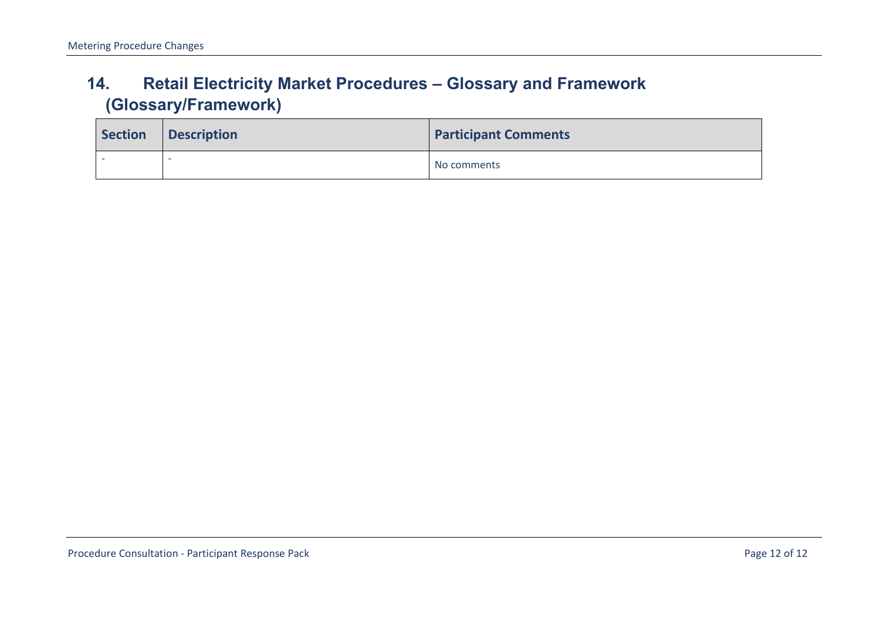## 14. Retail Electricity Market Procedures – Glossary and Framework (Glossary/Framework)

| Section | Description | Participant Comments |
|---|---|---|
| - | - | No comments |